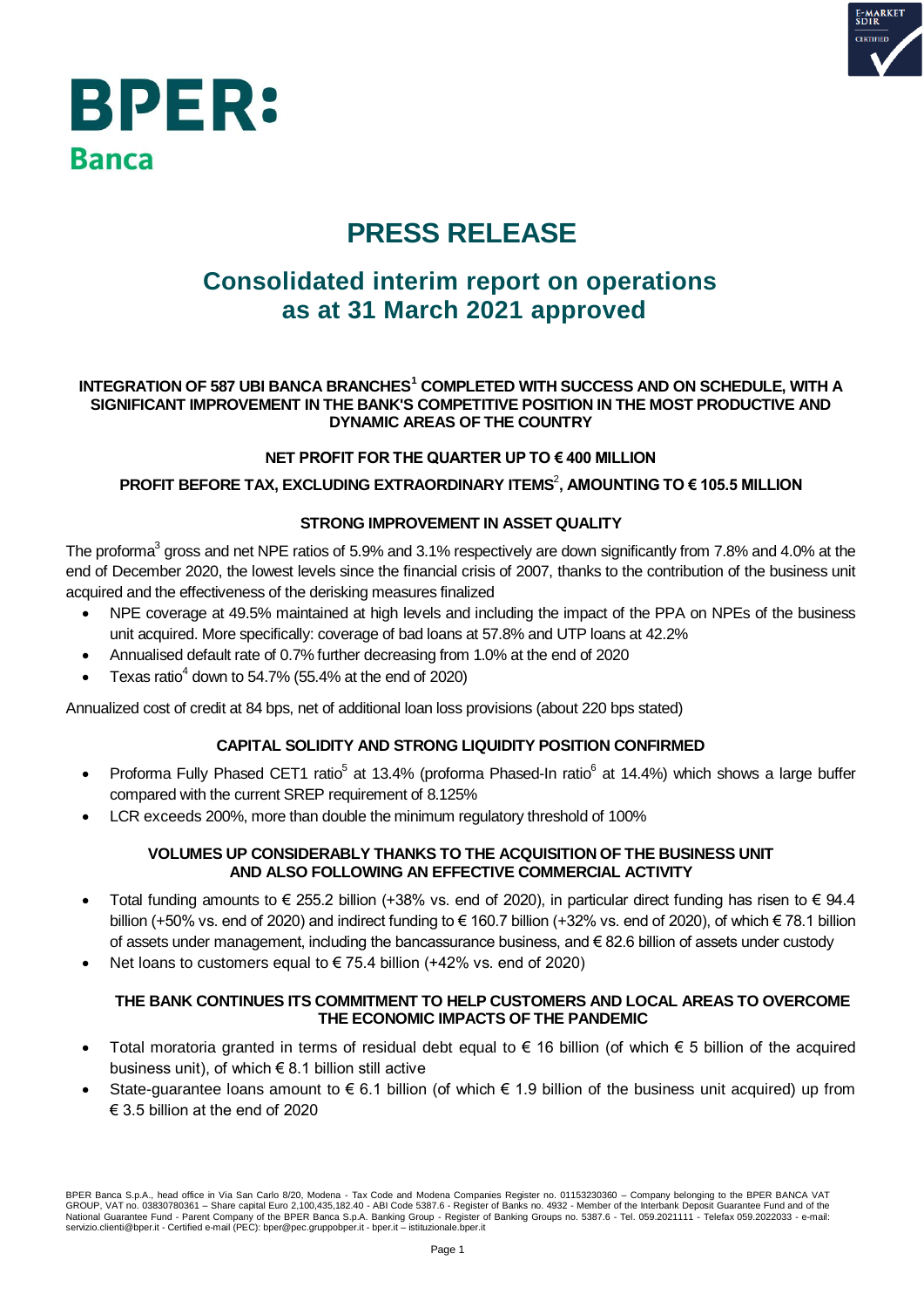BPER:
Banca

# PRESS RELEASE

## Consolidated interim report on operations as at 31 March 2021 approved

**INTEGRATION OF 587 UBI BANCA BRANCHES[1] COMPLETED WITH SUCCESS AND ON SCHEDULE, WITH A SIGNIFICANT IMPROVEMENT IN THE BANK'S COMPETITIVE POSITION IN THE MOST PRODUCTIVE AND DYNAMIC AREAS OF THE COUNTRY**

**NET PROFIT FOR THE QUARTER UP TO € 400 MILLION**

**PROFIT BEFORE TAX, EXCLUDING EXTRAORDINARY ITEMS[2], AMOUNTING TO € 105.5 MILLION**

**STRONG IMPROVEMENT IN ASSET QUALITY**

The proforma[3] gross and net NPE ratios of 5.9% and 3.1% respectively are down significantly from 7.8% and 4.0% at the end of December 2020, the lowest levels since the financial crisis of 2007, thanks to the contribution of the business unit acquired and the effectiveness of the derisking measures finalized

- NPE coverage at 49.5% maintained at high levels and including the impact of the PPA on NPEs of the business unit acquired. More specifically: coverage of bad loans at 57.8% and UTP loans at 42.2%
- Annualised default rate of 0.7% further decreasing from 1.0% at the end of 2020
- Texas ratio[4] down to 54.7% (55.4% at the end of 2020)

Annualized cost of credit at 84 bps, net of additional loan loss provisions (about 220 bps stated)

**CAPITAL SOLIDITY AND STRONG LIQUIDITY POSITION CONFIRMED**

- Proforma Fully Phased CET1 ratio[5] at 13.4% (proforma Phased-In ratio[6] at 14.4%) which shows a large buffer compared with the current SREP requirement of 8.125%
- LCR exceeds 200%, more than double the minimum regulatory threshold of 100%

**VOLUMES UP CONSIDERABLY THANKS TO THE ACQUISITION OF THE BUSINESS UNIT AND ALSO FOLLOWING AN EFFECTIVE COMMERCIAL ACTIVITY**

- Total funding amounts to € 255.2 billion (+38% vs. end of 2020), in particular direct funding has risen to € 94.4 billion (+50% vs. end of 2020) and indirect funding to € 160.7 billion (+32% vs. end of 2020), of which € 78.1 billion of assets under management, including the bancassurance business, and € 82.6 billion of assets under custody
- Net loans to customers equal to € 75.4 billion (+42% vs. end of 2020)

**THE BANK CONTINUES ITS COMMITMENT TO HELP CUSTOMERS AND LOCAL AREAS TO OVERCOME THE ECONOMIC IMPACTS OF THE PANDEMIC**

- Total moratoria granted in terms of residual debt equal to € 16 billion (of which € 5 billion of the acquired business unit), of which € 8.1 billion still active
- State-guarantee loans amount to € 6.1 billion (of which € 1.9 billion of the business unit acquired) up from € 3.5 billion at the end of 2020

BPER Banca S.p.A., head office in Via San Carlo 8/20, Modena - Tax Code and Modena Companies Register no. 01153230360 – Company belonging to the BPER BANCA VAT GROUP, VAT no. 03830780361 – Share capital Euro 2,100,435,182.40 - ABI Code 5387.6 - Register of Banks no. 4932 - Member of the Interbank Deposit Guarantee Fund and of the National Guarantee Fund - Parent Company of the BPER Banca S.p.A. Banking Group - Register of Banking Groups no. 5387.6 - Tel. 059.2021111 - Telefax 059.2022033 - e-mail: servizio.clienti@bper.it - Certified e-mail (PEC): bper@pec.gruppobper.it - bper.it – istituzionale.bper.it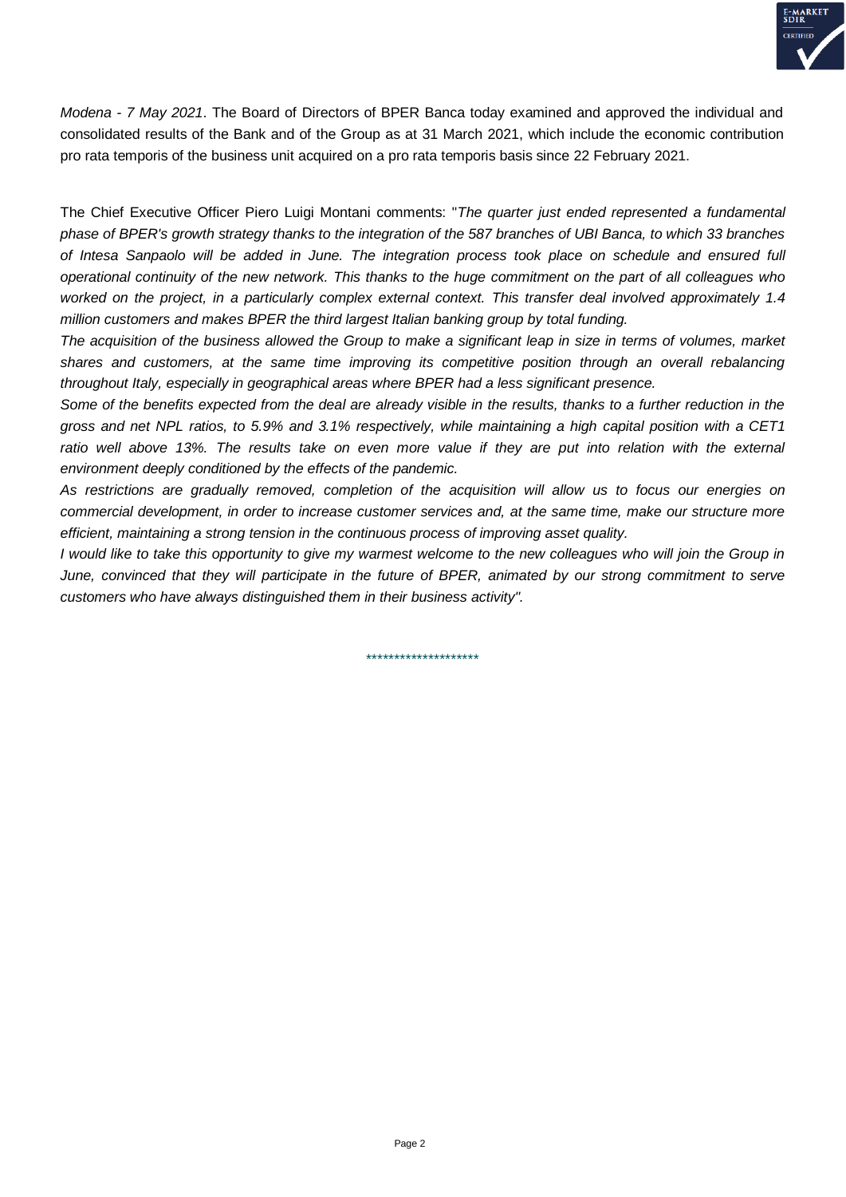*Modena - 7 May 2021*. The Board of Directors of BPER Banca today examined and approved the individual and consolidated results of the Bank and of the Group as at 31 March 2021, which include the economic contribution pro rata temporis of the business unit acquired on a pro rata temporis basis since 22 February 2021.

The Chief Executive Officer Piero Luigi Montani comments: "*The quarter just ended represented a fundamental phase of BPER's growth strategy thanks to the integration of the 587 branches of UBI Banca, to which 33 branches of Intesa Sanpaolo will be added in June. The integration process took place on schedule and ensured full operational continuity of the new network. This thanks to the huge commitment on the part of all colleagues who worked on the project, in a particularly complex external context. This transfer deal involved approximately 1.4 million customers and makes BPER the third largest Italian banking group by total funding.*

*The acquisition of the business allowed the Group to make a significant leap in size in terms of volumes, market shares and customers, at the same time improving its competitive position through an overall rebalancing throughout Italy, especially in geographical areas where BPER had a less significant presence.*

*Some of the benefits expected from the deal are already visible in the results, thanks to a further reduction in the gross and net NPL ratios, to 5.9% and 3.1% respectively, while maintaining a high capital position with a CET1 ratio well above 13%. The results take on even more value if they are put into relation with the external environment deeply conditioned by the effects of the pandemic.*

*As restrictions are gradually removed, completion of the acquisition will allow us to focus our energies on commercial development, in order to increase customer services and, at the same time, make our structure more efficient, maintaining a strong tension in the continuous process of improving asset quality.*

*I would like to take this opportunity to give my warmest welcome to the new colleagues who will join the Group in June, convinced that they will participate in the future of BPER, animated by our strong commitment to serve customers who have always distinguished them in their business activity".*

********************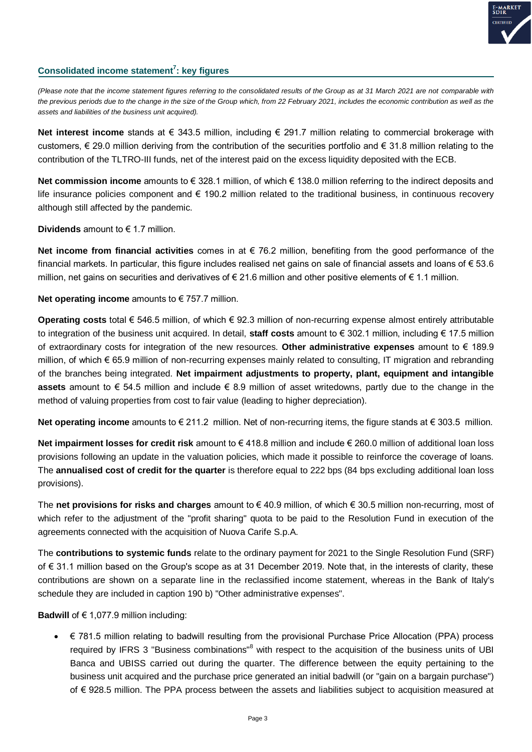## Consolidated income statement[7]: key figures

*(Please note that the income statement figures referring to the consolidated results of the Group as at 31 March 2021 are not comparable with the previous periods due to the change in the size of the Group which, from 22 February 2021, includes the economic contribution as well as the assets and liabilities of the business unit acquired).*

**Net interest income** stands at € 343.5 million, including € 291.7 million relating to commercial brokerage with customers, € 29.0 million deriving from the contribution of the securities portfolio and € 31.8 million relating to the contribution of the TLTRO-III funds, net of the interest paid on the excess liquidity deposited with the ECB.

**Net commission income** amounts to € 328.1 million, of which € 138.0 million referring to the indirect deposits and life insurance policies component and € 190.2 million related to the traditional business, in continuous recovery although still affected by the pandemic.

**Dividends** amount to € 1.7 million.

**Net income from financial activities** comes in at € 76.2 million, benefiting from the good performance of the financial markets. In particular, this figure includes realised net gains on sale of financial assets and loans of € 53.6 million, net gains on securities and derivatives of € 21.6 million and other positive elements of € 1.1 million.

**Net operating income** amounts to € 757.7 million.

**Operating costs** total € 546.5 million, of which € 92.3 million of non-recurring expense almost entirely attributable to integration of the business unit acquired. In detail, **staff costs** amount to € 302.1 million, including € 17.5 million of extraordinary costs for integration of the new resources. **Other administrative expenses** amount to € 189.9 million, of which € 65.9 million of non-recurring expenses mainly related to consulting, IT migration and rebranding of the branches being integrated. **Net impairment adjustments to property, plant, equipment and intangible assets** amount to € 54.5 million and include € 8.9 million of asset writedowns, partly due to the change in the method of valuing properties from cost to fair value (leading to higher depreciation).

**Net operating income** amounts to € 211.2 million. Net of non-recurring items, the figure stands at € 303.5 million.

**Net impairment losses for credit risk** amount to € 418.8 million and include € 260.0 million of additional loan loss provisions following an update in the valuation policies, which made it possible to reinforce the coverage of loans. The **annualised cost of credit for the quarter** is therefore equal to 222 bps (84 bps excluding additional loan loss provisions).

The **net provisions for risks and charges** amount to € 40.9 million, of which € 30.5 million non-recurring, most of which refer to the adjustment of the "profit sharing" quota to be paid to the Resolution Fund in execution of the agreements connected with the acquisition of Nuova Carife S.p.A.

The **contributions to systemic funds** relate to the ordinary payment for 2021 to the Single Resolution Fund (SRF) of € 31.1 million based on the Group's scope as at 31 December 2019. Note that, in the interests of clarity, these contributions are shown on a separate line in the reclassified income statement, whereas in the Bank of Italy's schedule they are included in caption 190 b) "Other administrative expenses".

**Badwill** of € 1,077.9 million including:

- € 781.5 million relating to badwill resulting from the provisional Purchase Price Allocation (PPA) process required by IFRS 3 "Business combinations"[8] with respect to the acquisition of the business units of UBI Banca and UBISS carried out during the quarter. The difference between the equity pertaining to the business unit acquired and the purchase price generated an initial badwill (or "gain on a bargain purchase") of € 928.5 million. The PPA process between the assets and liabilities subject to acquisition measured at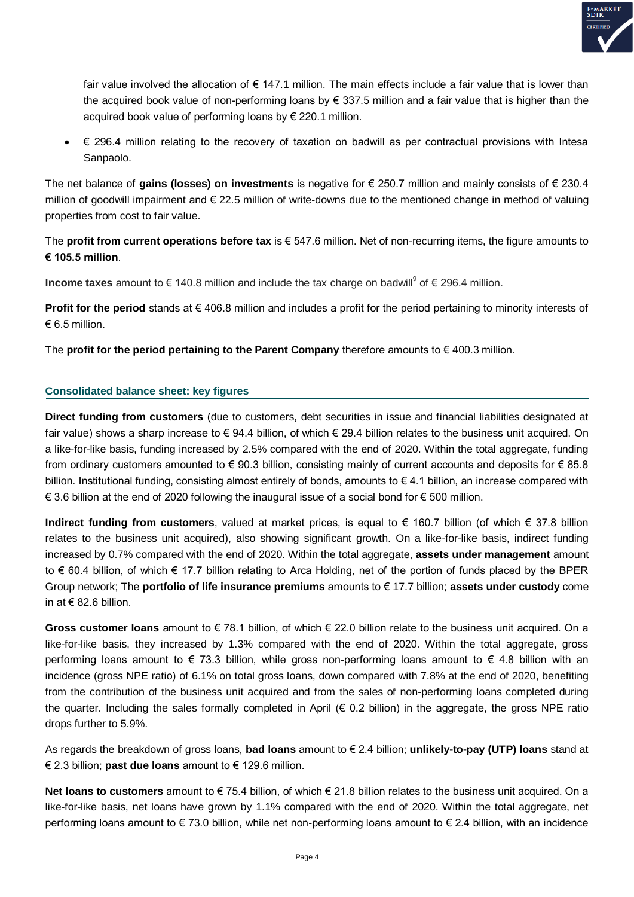fair value involved the allocation of € 147.1 million. The main effects include a fair value that is lower than the acquired book value of non-performing loans by € 337.5 million and a fair value that is higher than the acquired book value of performing loans by € 220.1 million.

- € 296.4 million relating to the recovery of taxation on badwill as per contractual provisions with Intesa Sanpaolo.

The net balance of **gains (losses) on investments** is negative for € 250.7 million and mainly consists of € 230.4 million of goodwill impairment and € 22.5 million of write-downs due to the mentioned change in method of valuing properties from cost to fair value.

The **profit from current operations before tax** is € 547.6 million. Net of non-recurring items, the figure amounts to **€ 105.5 million**.

**Income taxes** amount to € 140.8 million and include the tax charge on badwill[9] of € 296.4 million.

**Profit for the period** stands at € 406.8 million and includes a profit for the period pertaining to minority interests of € 6.5 million.

The **profit for the period pertaining to the Parent Company** therefore amounts to € 400.3 million.

## Consolidated balance sheet: key figures

**Direct funding from customers** (due to customers, debt securities in issue and financial liabilities designated at fair value) shows a sharp increase to € 94.4 billion, of which € 29.4 billion relates to the business unit acquired. On a like-for-like basis, funding increased by 2.5% compared with the end of 2020. Within the total aggregate, funding from ordinary customers amounted to € 90.3 billion, consisting mainly of current accounts and deposits for € 85.8 billion. Institutional funding, consisting almost entirely of bonds, amounts to € 4.1 billion, an increase compared with € 3.6 billion at the end of 2020 following the inaugural issue of a social bond for € 500 million.

**Indirect funding from customers**, valued at market prices, is equal to € 160.7 billion (of which € 37.8 billion relates to the business unit acquired), also showing significant growth. On a like-for-like basis, indirect funding increased by 0.7% compared with the end of 2020. Within the total aggregate, **assets under management** amount to € 60.4 billion, of which € 17.7 billion relating to Arca Holding, net of the portion of funds placed by the BPER Group network; The **portfolio of life insurance premiums** amounts to € 17.7 billion; **assets under custody** come in at € 82.6 billion.

**Gross customer loans** amount to € 78.1 billion, of which € 22.0 billion relate to the business unit acquired. On a like-for-like basis, they increased by 1.3% compared with the end of 2020. Within the total aggregate, gross performing loans amount to € 73.3 billion, while gross non-performing loans amount to € 4.8 billion with an incidence (gross NPE ratio) of 6.1% on total gross loans, down compared with 7.8% at the end of 2020, benefiting from the contribution of the business unit acquired and from the sales of non-performing loans completed during the quarter. Including the sales formally completed in April (€ 0.2 billion) in the aggregate, the gross NPE ratio drops further to 5.9%.

As regards the breakdown of gross loans, **bad loans** amount to € 2.4 billion; **unlikely-to-pay (UTP) loans** stand at € 2.3 billion; **past due loans** amount to € 129.6 million.

**Net loans to customers** amount to € 75.4 billion, of which € 21.8 billion relates to the business unit acquired. On a like-for-like basis, net loans have grown by 1.1% compared with the end of 2020. Within the total aggregate, net performing loans amount to € 73.0 billion, while net non-performing loans amount to € 2.4 billion, with an incidence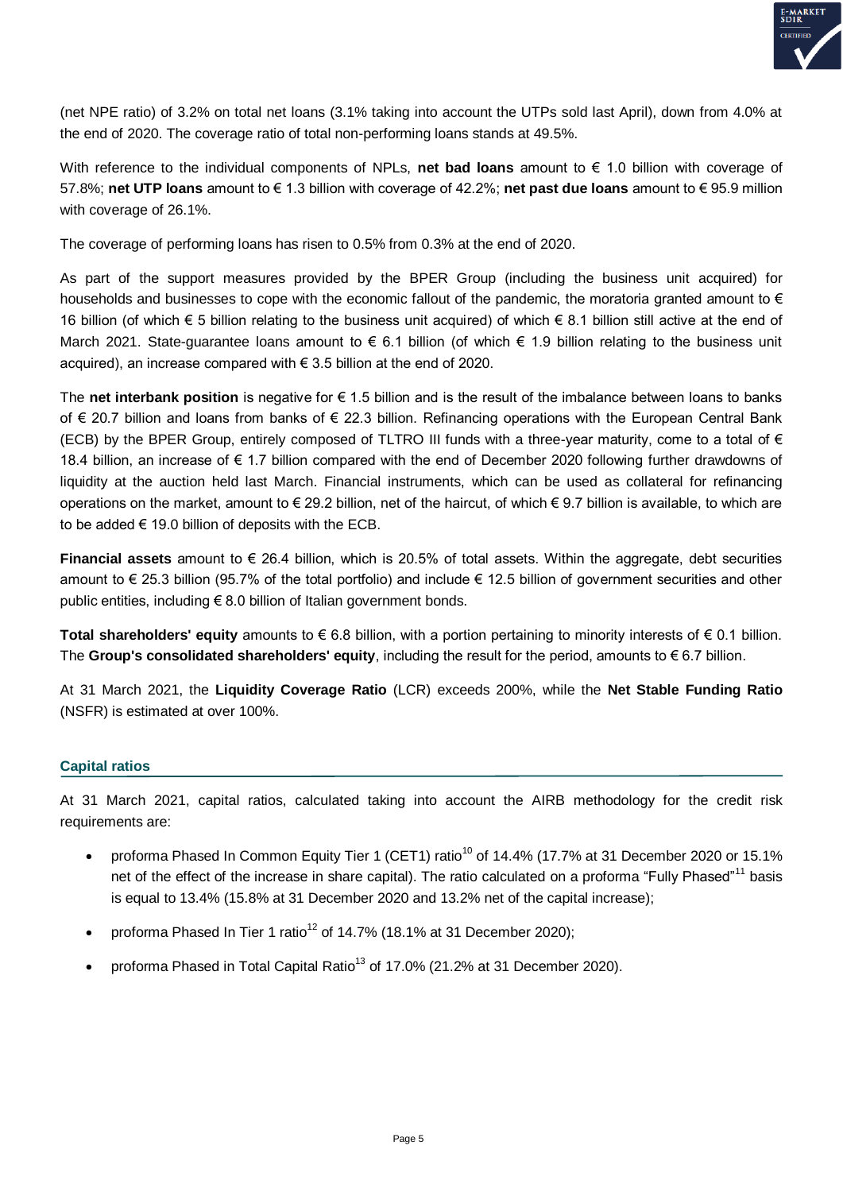(net NPE ratio) of 3.2% on total net loans (3.1% taking into account the UTPs sold last April), down from 4.0% at the end of 2020. The coverage ratio of total non-performing loans stands at 49.5%.

With reference to the individual components of NPLs, **net bad loans** amount to € 1.0 billion with coverage of 57.8%; **net UTP loans** amount to € 1.3 billion with coverage of 42.2%; **net past due loans** amount to € 95.9 million with coverage of 26.1%.

The coverage of performing loans has risen to 0.5% from 0.3% at the end of 2020.

As part of the support measures provided by the BPER Group (including the business unit acquired) for households and businesses to cope with the economic fallout of the pandemic, the moratoria granted amount to € 16 billion (of which € 5 billion relating to the business unit acquired) of which € 8.1 billion still active at the end of March 2021. State-guarantee loans amount to € 6.1 billion (of which € 1.9 billion relating to the business unit acquired), an increase compared with € 3.5 billion at the end of 2020.

The **net interbank position** is negative for € 1.5 billion and is the result of the imbalance between loans to banks of € 20.7 billion and loans from banks of € 22.3 billion. Refinancing operations with the European Central Bank (ECB) by the BPER Group, entirely composed of TLTRO III funds with a three-year maturity, come to a total of € 18.4 billion, an increase of € 1.7 billion compared with the end of December 2020 following further drawdowns of liquidity at the auction held last March. Financial instruments, which can be used as collateral for refinancing operations on the market, amount to € 29.2 billion, net of the haircut, of which € 9.7 billion is available, to which are to be added € 19.0 billion of deposits with the ECB.

**Financial assets** amount to € 26.4 billion, which is 20.5% of total assets. Within the aggregate, debt securities amount to € 25.3 billion (95.7% of the total portfolio) and include € 12.5 billion of government securities and other public entities, including € 8.0 billion of Italian government bonds.

**Total shareholders' equity** amounts to € 6.8 billion, with a portion pertaining to minority interests of € 0.1 billion. The **Group's consolidated shareholders' equity**, including the result for the period, amounts to € 6.7 billion.

At 31 March 2021, the **Liquidity Coverage Ratio** (LCR) exceeds 200%, while the **Net Stable Funding Ratio** (NSFR) is estimated at over 100%.

## Capital ratios

At 31 March 2021, capital ratios, calculated taking into account the AIRB methodology for the credit risk requirements are:

- proforma Phased In Common Equity Tier 1 (CET1) ratio[10] of 14.4% (17.7% at 31 December 2020 or 15.1% net of the effect of the increase in share capital). The ratio calculated on a proforma "Fully Phased"[11] basis is equal to 13.4% (15.8% at 31 December 2020 and 13.2% net of the capital increase);
- proforma Phased In Tier 1 ratio[12] of 14.7% (18.1% at 31 December 2020);
- proforma Phased in Total Capital Ratio[13] of 17.0% (21.2% at 31 December 2020).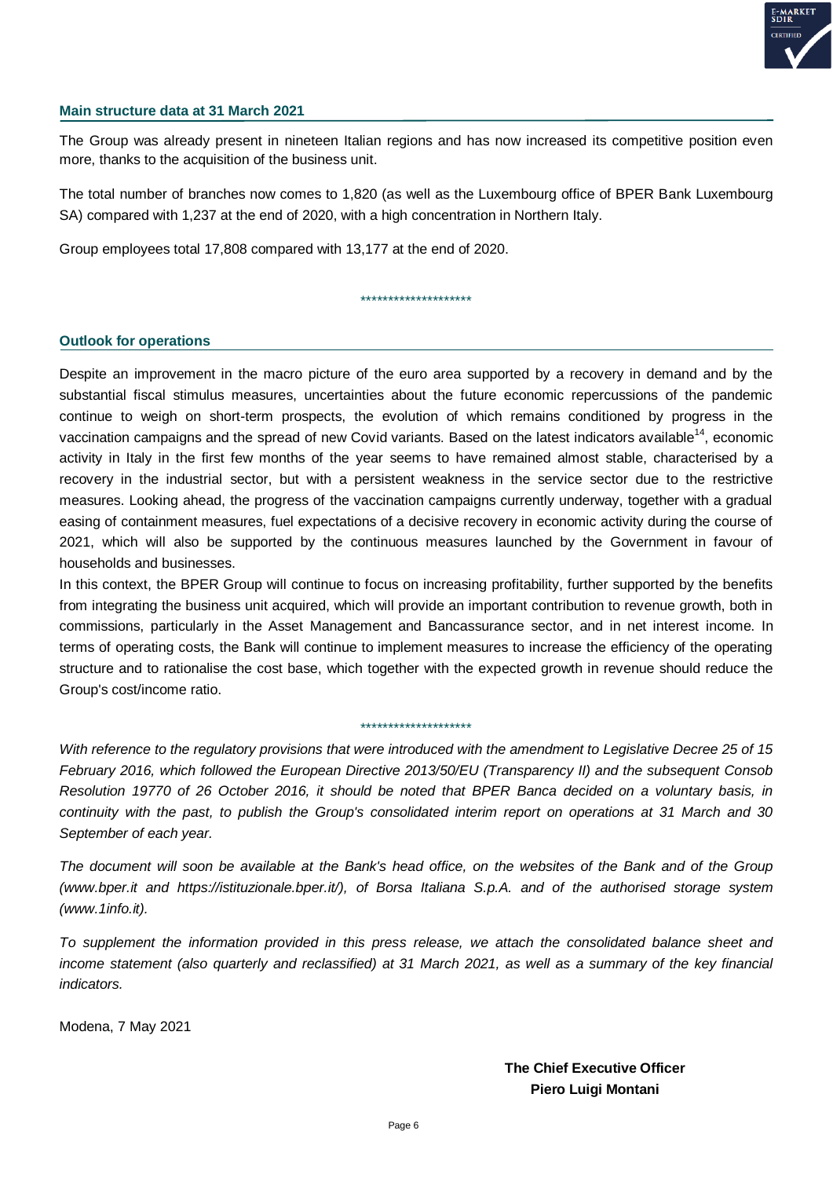#### Main structure data at 31 March 2021

The Group was already present in nineteen Italian regions and has now increased its competitive position even more, thanks to the acquisition of the business unit.

The total number of branches now comes to 1,820 (as well as the Luxembourg office of BPER Bank Luxembourg SA) compared with 1,237 at the end of 2020, with a high concentration in Northern Italy.

Group employees total 17,808 compared with 13,177 at the end of 2020.

********************

#### Outlook for operations

Despite an improvement in the macro picture of the euro area supported by a recovery in demand and by the substantial fiscal stimulus measures, uncertainties about the future economic repercussions of the pandemic continue to weigh on short-term prospects, the evolution of which remains conditioned by progress in the vaccination campaigns and the spread of new Covid variants. Based on the latest indicators available[14], economic activity in Italy in the first few months of the year seems to have remained almost stable, characterised by a recovery in the industrial sector, but with a persistent weakness in the service sector due to the restrictive measures. Looking ahead, the progress of the vaccination campaigns currently underway, together with a gradual easing of containment measures, fuel expectations of a decisive recovery in economic activity during the course of 2021, which will also be supported by the continuous measures launched by the Government in favour of households and businesses.

In this context, the BPER Group will continue to focus on increasing profitability, further supported by the benefits from integrating the business unit acquired, which will provide an important contribution to revenue growth, both in commissions, particularly in the Asset Management and Bancassurance sector, and in net interest income. In terms of operating costs, the Bank will continue to implement measures to increase the efficiency of the operating structure and to rationalise the cost base, which together with the expected growth in revenue should reduce the Group's cost/income ratio.

********************

*With reference to the regulatory provisions that were introduced with the amendment to Legislative Decree 25 of 15 February 2016, which followed the European Directive 2013/50/EU (Transparency II) and the subsequent Consob Resolution 19770 of 26 October 2016, it should be noted that BPER Banca decided on a voluntary basis, in continuity with the past, to publish the Group's consolidated interim report on operations at 31 March and 30 September of each year.*

*The document will soon be available at the Bank's head office, on the websites of the Bank and of the Group (www.bper.it and https://istituzionale.bper.it/), of Borsa Italiana S.p.A. and of the authorised storage system (www.1info.it).*

*To supplement the information provided in this press release, we attach the consolidated balance sheet and income statement (also quarterly and reclassified) at 31 March 2021, as well as a summary of the key financial indicators.*

Modena, 7 May 2021

**The Chief Executive Officer**
**Piero Luigi Montani**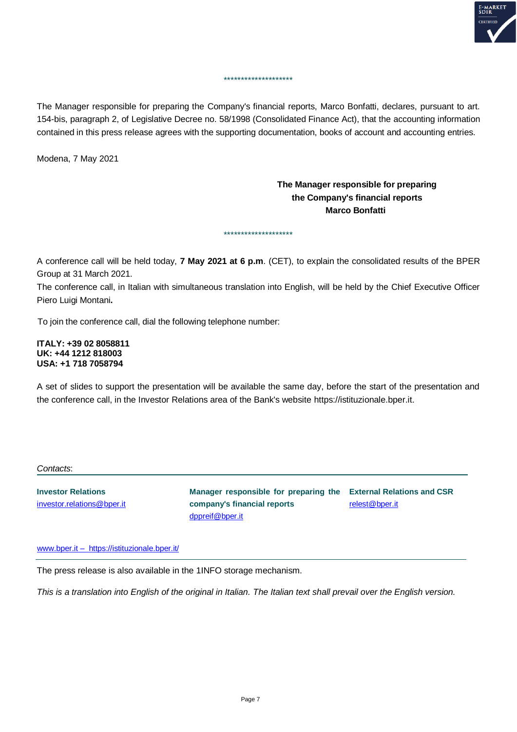********************

The Manager responsible for preparing the Company's financial reports, Marco Bonfatti, declares, pursuant to art. 154-bis, paragraph 2, of Legislative Decree no. 58/1998 (Consolidated Finance Act), that the accounting information contained in this press release agrees with the supporting documentation, books of account and accounting entries.

Modena, 7 May 2021

**The Manager responsible for preparing the Company's financial reports Marco Bonfatti**

********************

A conference call will be held today, **7 May 2021 at 6 p.m**. (CET), to explain the consolidated results of the BPER Group at 31 March 2021.
The conference call, in Italian with simultaneous translation into English, will be held by the Chief Executive Officer Piero Luigi Montani**.**

To join the conference call, dial the following telephone number:

**ITALY: +39 02 8058811**
**UK: +44 1212 818003**
**USA: +1 718 7058794**

A set of slides to support the presentation will be available the same day, before the start of the presentation and the conference call, in the Investor Relations area of the Bank's website https://istituzionale.bper.it.

*Contacts*:

**Investor Relations**
investor.relations@bper.it

**Manager responsible for preparing the company's financial reports**
dppreif@bper.it

**External Relations and CSR**
relest@bper.it

www.bper.it – https://istituzionale.bper.it/

The press release is also available in the 1INFO storage mechanism.

*This is a translation into English of the original in Italian. The Italian text shall prevail over the English version.*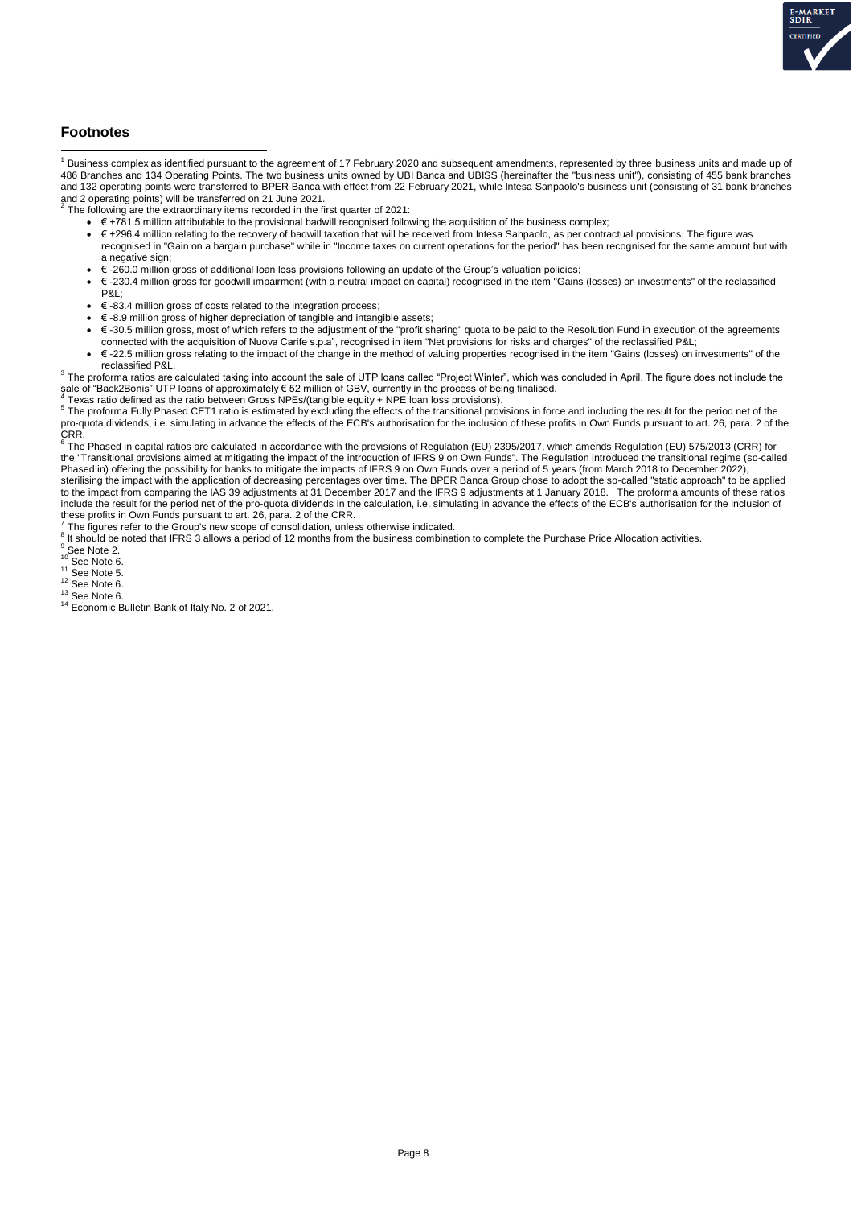## Footnotes

[1] Business complex as identified pursuant to the agreement of 17 February 2020 and subsequent amendments, represented by three business units and made up of 486 Branches and 134 Operating Points. The two business units owned by UBI Banca and UBISS (hereinafter the "business unit"), consisting of 455 bank branches and 132 operating points were transferred to BPER Banca with effect from 22 February 2021, while Intesa Sanpaolo's business unit (consisting of 31 bank branches and 2 operating points) will be transferred on 21 June 2021.

[2] The following are the extraordinary items recorded in the first quarter of 2021:

- € +781.5 million attributable to the provisional badwill recognised following the acquisition of the business complex;
- € +296.4 million relating to the recovery of badwill taxation that will be received from Intesa Sanpaolo, as per contractual provisions. The figure was recognised in "Gain on a bargain purchase" while in "Income taxes on current operations for the period" has been recognised for the same amount but with a negative sign;
- € -260.0 million gross of additional loan loss provisions following an update of the Group's valuation policies;
- € -230.4 million gross for goodwill impairment (with a neutral impact on capital) recognised in the item "Gains (losses) on investments" of the reclassified P&L;
- € -83.4 million gross of costs related to the integration process;
- € -8.9 million gross of higher depreciation of tangible and intangible assets;
- € -30.5 million gross, most of which refers to the adjustment of the "profit sharing" quota to be paid to the Resolution Fund in execution of the agreements connected with the acquisition of Nuova Carife s.p.a", recognised in item "Net provisions for risks and charges" of the reclassified P&L;
- € -22.5 million gross relating to the impact of the change in the method of valuing properties recognised in the item "Gains (losses) on investments" of the reclassified P&L.

[3] The proforma ratios are calculated taking into account the sale of UTP loans called "Project Winter", which was concluded in April. The figure does not include the sale of "Back2Bonis" UTP loans of approximately € 52 million of GBV, currently in the process of being finalised.

[4] Texas ratio defined as the ratio between Gross NPEs/(tangible equity + NPE loan loss provisions).

[5] The proforma Fully Phased CET1 ratio is estimated by excluding the effects of the transitional provisions in force and including the result for the period net of the pro-quota dividends, i.e. simulating in advance the effects of the ECB's authorisation for the inclusion of these profits in Own Funds pursuant to art. 26, para. 2 of the CRR.

[6] The Phased in capital ratios are calculated in accordance with the provisions of Regulation (EU) 2395/2017, which amends Regulation (EU) 575/2013 (CRR) for the "Transitional provisions aimed at mitigating the impact of the introduction of IFRS 9 on Own Funds". The Regulation introduced the transitional regime (so-called Phased in) offering the possibility for banks to mitigate the impacts of IFRS 9 on Own Funds over a period of 5 years (from March 2018 to December 2022), sterilising the impact with the application of decreasing percentages over time. The BPER Banca Group chose to adopt the so-called "static approach" to be applied to the impact from comparing the IAS 39 adjustments at 31 December 2017 and the IFRS 9 adjustments at 1 January 2018. The proforma amounts of these ratios include the result for the period net of the pro-quota dividends in the calculation, i.e. simulating in advance the effects of the ECB's authorisation for the inclusion of these profits in Own Funds pursuant to art. 26, para. 2 of the CRR.

[7] The figures refer to the Group's new scope of consolidation, unless otherwise indicated.

[8] It should be noted that IFRS 3 allows a period of 12 months from the business combination to complete the Purchase Price Allocation activities.

[9] See Note 2.

[10] See Note 6.

[11] See Note 5.

[12] See Note 6.

[13] See Note 6.

[14] Economic Bulletin Bank of Italy No. 2 of 2021.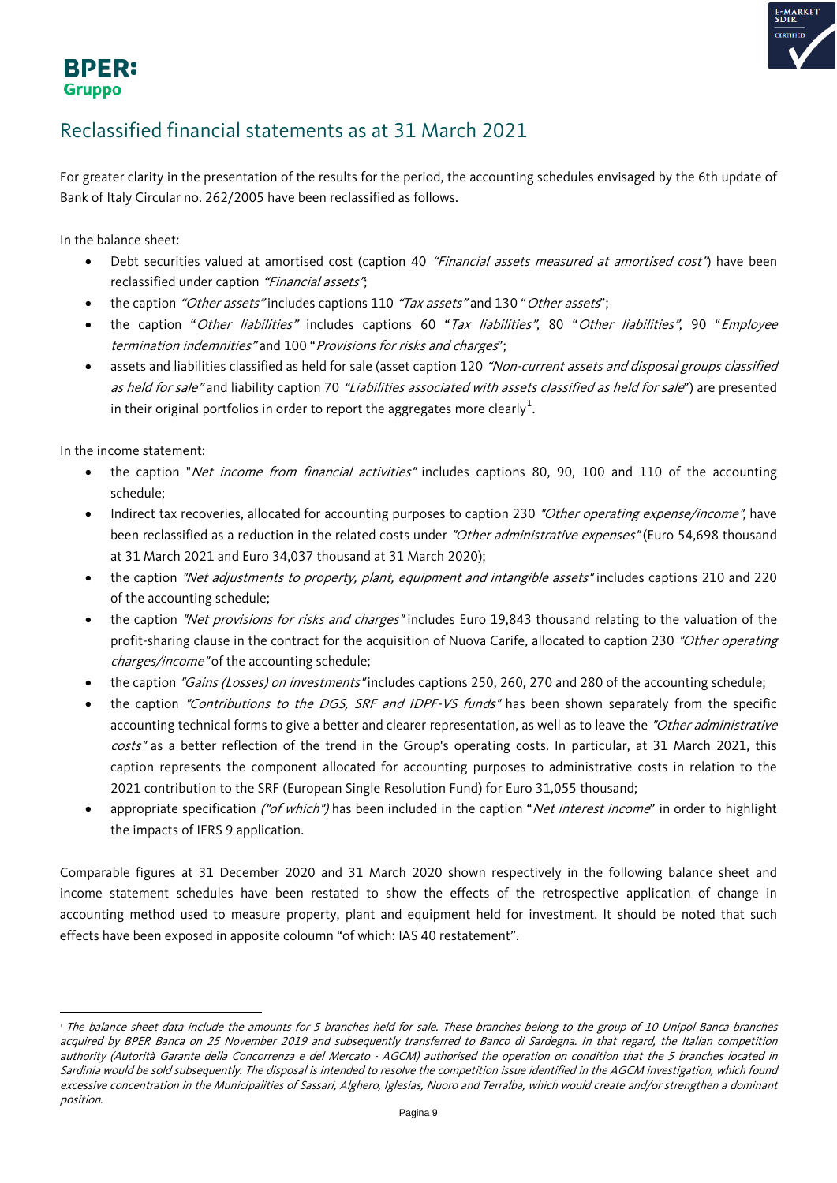# Reclassified financial statements as at 31 March 2021

For greater clarity in the presentation of the results for the period, the accounting schedules envisaged by the 6th update of Bank of Italy Circular no. 262/2005 have been reclassified as follows.

In the balance sheet:

- Debt securities valued at amortised cost (caption 40 *"Financial assets measured at amortised cost"*) have been reclassified under caption *"Financial assets"*;
- the caption *"Other assets"* includes captions 110 *"Tax assets"* and 130 "*Other assets*";
- the caption "*Other liabilities*" includes captions 60 "*Tax liabilities*", 80 "*Other liabilities*", 90 "*Employee termination indemnities*" and 100 "*Provisions for risks and charges*";
- assets and liabilities classified as held for sale (asset caption 120 *"Non-current assets and disposal groups classified as held for sale"* and liability caption 70 *"Liabilities associated with assets classified as held for sale"*) are presented in their original portfolios in order to report the aggregates more clearly[1].

In the income statement:

- the caption "*Net income from financial activities*" includes captions 80, 90, 100 and 110 of the accounting schedule;
- Indirect tax recoveries, allocated for accounting purposes to caption 230 *"Other operating expense/income"*, have been reclassified as a reduction in the related costs under *"Other administrative expenses"* (Euro 54,698 thousand at 31 March 2021 and Euro 34,037 thousand at 31 March 2020);
- the caption *"Net adjustments to property, plant, equipment and intangible assets"* includes captions 210 and 220 of the accounting schedule;
- the caption *"Net provisions for risks and charges"* includes Euro 19,843 thousand relating to the valuation of the profit-sharing clause in the contract for the acquisition of Nuova Carife, allocated to caption 230 *"Other operating charges/income"* of the accounting schedule;
- the caption *"Gains (Losses) on investments"* includes captions 250, 260, 270 and 280 of the accounting schedule;
- the caption *"Contributions to the DGS, SRF and IDPF-VS funds"* has been shown separately from the specific accounting technical forms to give a better and clearer representation, as well as to leave the *"Other administrative costs"* as a better reflection of the trend in the Group's operating costs. In particular, at 31 March 2021, this caption represents the component allocated for accounting purposes to administrative costs in relation to the 2021 contribution to the SRF (European Single Resolution Fund) for Euro 31,055 thousand;
- appropriate specification *("of which")* has been included in the caption "*Net interest income*" in order to highlight the impacts of IFRS 9 application.

Comparable figures at 31 December 2020 and 31 March 2020 shown respectively in the following balance sheet and income statement schedules have been restated to show the effects of the retrospective application of change in accounting method used to measure property, plant and equipment held for investment. It should be noted that such effects have been exposed in apposite coloumn "of which: IAS 40 restatement".

---

[1] *The balance sheet data include the amounts for 5 branches held for sale. These branches belong to the group of 10 Unipol Banca branches acquired by BPER Banca on 25 November 2019 and subsequently transferred to Banco di Sardegna. In that regard, the Italian competition authority (Autorità Garante della Concorrenza e del Mercato - AGCM) authorised the operation on condition that the 5 branches located in Sardinia would be sold subsequently. The disposal is intended to resolve the competition issue identified in the AGCM investigation, which found excessive concentration in the Municipalities of Sassari, Alghero, Iglesias, Nuoro and Terralba, which would create and/or strengthen a dominant position.*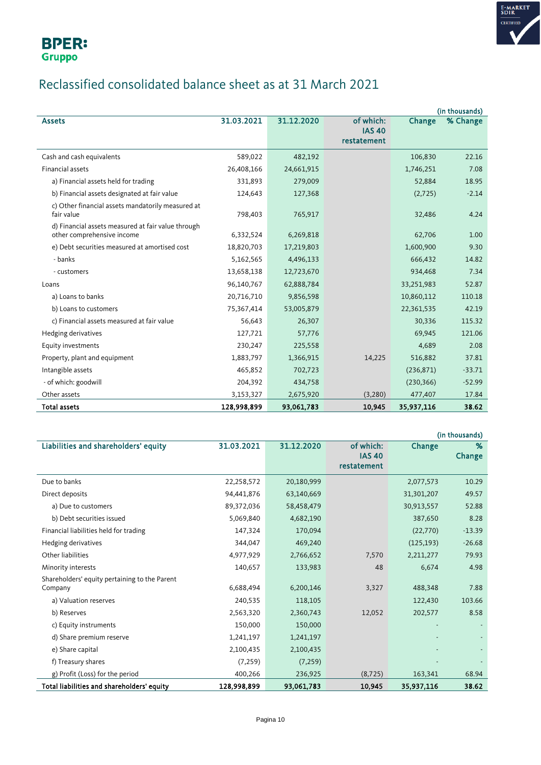# Reclassified consolidated balance sheet as at 31 March 2021

(in thousands)

| Assets | 31.03.2021 | 31.12.2020 | of which: IAS 40 restatement | Change | % Change |
|---|---|---|---|---|---|
| Cash and cash equivalents | 589,022 | 482,192 | | 106,830 | 22.16 |
| Financial assets | 26,408,166 | 24,661,915 | | 1,746,251 | 7.08 |
| a) Financial assets held for trading | 331,893 | 279,009 | | 52,884 | 18.95 |
| b) Financial assets designated at fair value | 124,643 | 127,368 | | (2,725) | -2.14 |
| c) Other financial assets mandatorily measured at fair value | 798,403 | 765,917 | | 32,486 | 4.24 |
| d) Financial assets measured at fair value through other comprehensive income | 6,332,524 | 6,269,818 | | 62,706 | 1.00 |
| e) Debt securities measured at amortised cost | 18,820,703 | 17,219,803 | | 1,600,900 | 9.30 |
| - banks | 5,162,565 | 4,496,133 | | 666,432 | 14.82 |
| - customers | 13,658,138 | 12,723,670 | | 934,468 | 7.34 |
| Loans | 96,140,767 | 62,888,784 | | 33,251,983 | 52.87 |
| a) Loans to banks | 20,716,710 | 9,856,598 | | 10,860,112 | 110.18 |
| b) Loans to customers | 75,367,414 | 53,005,879 | | 22,361,535 | 42.19 |
| c) Financial assets measured at fair value | 56,643 | 26,307 | | 30,336 | 115.32 |
| Hedging derivatives | 127,721 | 57,776 | | 69,945 | 121.06 |
| Equity investments | 230,247 | 225,558 | | 4,689 | 2.08 |
| Property, plant and equipment | 1,883,797 | 1,366,915 | 14,225 | 516,882 | 37.81 |
| Intangible assets | 465,852 | 702,723 | | (236,871) | -33.71 |
| - of which: goodwill | 204,392 | 434,758 | | (230,366) | -52.99 |
| Other assets | 3,153,327 | 2,675,920 | (3,280) | 477,407 | 17.84 |
| **Total assets** | **128,998,899** | **93,061,783** | **10,945** | **35,937,116** | **38.62** |

(in thousands)

| Liabilities and shareholders' equity | 31.03.2021 | 31.12.2020 | of which: IAS 40 restatement | Change | % Change |
|---|---|---|---|---|---|
| Due to banks | 22,258,572 | 20,180,999 | | 2,077,573 | 10.29 |
| Direct deposits | 94,441,876 | 63,140,669 | | 31,301,207 | 49.57 |
| a) Due to customers | 89,372,036 | 58,458,479 | | 30,913,557 | 52.88 |
| b) Debt securities issued | 5,069,840 | 4,682,190 | | 387,650 | 8.28 |
| Financial liabilities held for trading | 147,324 | 170,094 | | (22,770) | -13.39 |
| Hedging derivatives | 344,047 | 469,240 | | (125,193) | -26.68 |
| Other liabilities | 4,977,929 | 2,766,652 | 7,570 | 2,211,277 | 79.93 |
| Minority interests | 140,657 | 133,983 | 48 | 6,674 | 4.98 |
| Shareholders' equity pertaining to the Parent Company | 6,688,494 | 6,200,146 | 3,327 | 488,348 | 7.88 |
| a) Valuation reserves | 240,535 | 118,105 | | 122,430 | 103.66 |
| b) Reserves | 2,563,320 | 2,360,743 | 12,052 | 202,577 | 8.58 |
| c) Equity instruments | 150,000 | 150,000 | | - | - |
| d) Share premium reserve | 1,241,197 | 1,241,197 | | - | - |
| e) Share capital | 2,100,435 | 2,100,435 | | - | - |
| f) Treasury shares | (7,259) | (7,259) | | - | - |
| g) Profit (Loss) for the period | 400,266 | 236,925 | (8,725) | 163,341 | 68.94 |
| **Total liabilities and shareholders' equity** | **128,998,899** | **93,061,783** | **10,945** | **35,937,116** | **38.62** |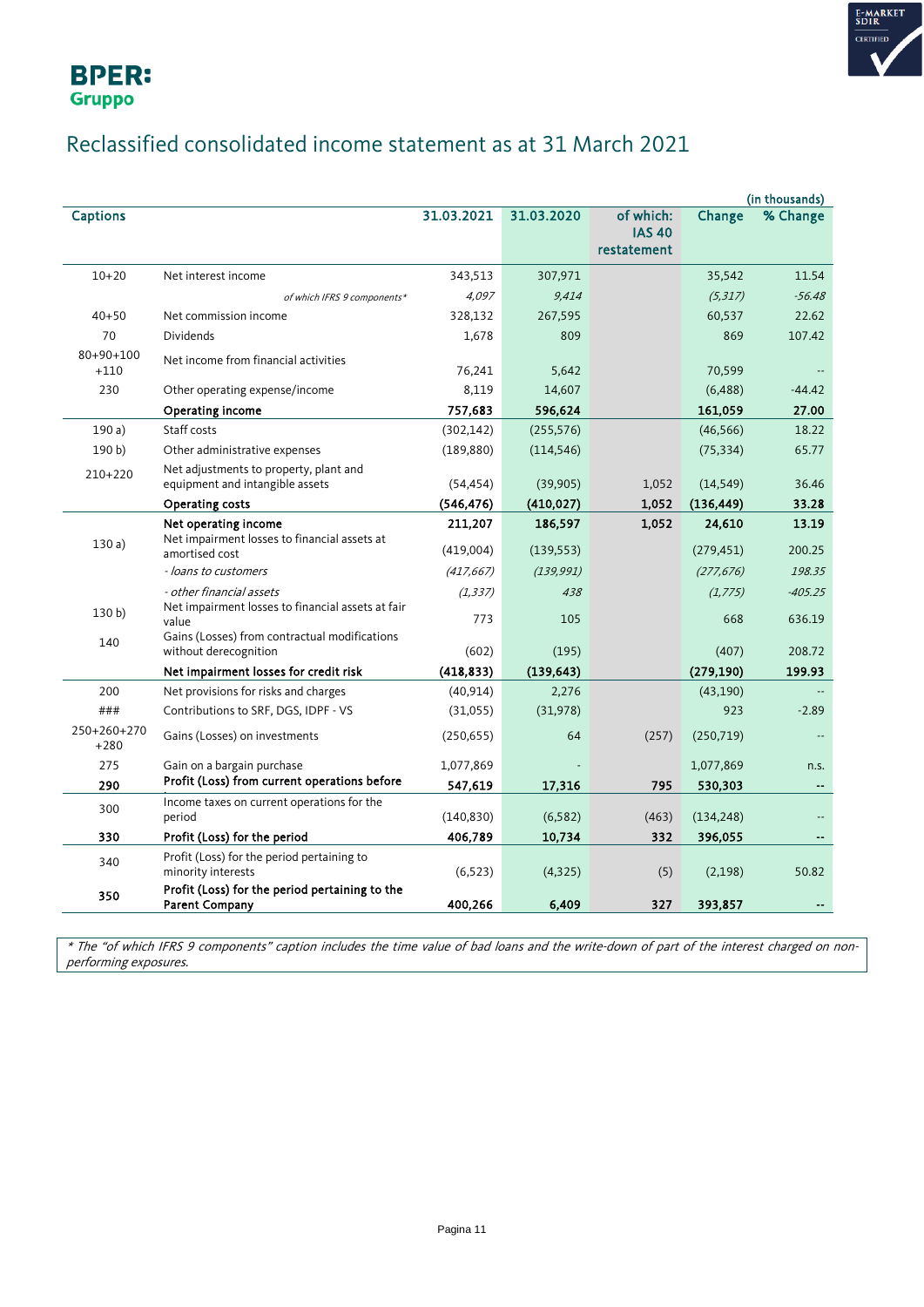# Reclassified consolidated income statement as at 31 March 2021

(in thousands)

| Captions | | 31.03.2021 | 31.03.2020 | of which: IAS 40 restatement | Change | % Change |
|---|---|---|---|---|---|---|
| 10+20 | Net interest income | 343,513 | 307,971 | | 35,542 | 11.54 |
| | *of which IFRS 9 components** | *4,097* | *9,414* | | *(5,317)* | *-56.48* |
| 40+50 | Net commission income | 328,132 | 267,595 | | 60,537 | 22.62 |
| 70 | Dividends | 1,678 | 809 | | 869 | 107.42 |
| 80+90+100 +110 | Net income from financial activities | 76,241 | 5,642 | | 70,599 | -- |
| 230 | Other operating expense/income | 8,119 | 14,607 | | (6,488) | -44.42 |
| | **Operating income** | **757,683** | **596,624** | | **161,059** | **27.00** |
| 190 a) | Staff costs | (302,142) | (255,576) | | (46,566) | 18.22 |
| 190 b) | Other administrative expenses | (189,880) | (114,546) | | (75,334) | 65.77 |
| 210+220 | Net adjustments to property, plant and equipment and intangible assets | (54,454) | (39,905) | 1,052 | (14,549) | 36.46 |
| | **Operating costs** | **(546,476)** | **(410,027)** | **1,052** | **(136,449)** | **33.28** |
| | **Net operating income** | **211,207** | **186,597** | **1,052** | **24,610** | **13.19** |
| 130 a) | Net impairment losses to financial assets at amortised cost | (419,004) | (139,553) | | (279,451) | 200.25 |
| | *- loans to customers* | *(417,667)* | *(139,991)* | | *(277,676)* | *198.35* |
| | *- other financial assets* | *(1,337)* | *438* | | *(1,775)* | *-405.25* |
| 130 b) | Net impairment losses to financial assets at fair value | 773 | 105 | | 668 | 636.19 |
| 140 | Gains (Losses) from contractual modifications without derecognition | (602) | (195) | | (407) | 208.72 |
| | **Net impairment losses for credit risk** | **(418,833)** | **(139,643)** | | **(279,190)** | **199.93** |
| 200 | Net provisions for risks and charges | (40,914) | 2,276 | | (43,190) | -- |
| ### | Contributions to SRF, DGS, IDPF - VS | (31,055) | (31,978) | | 923 | -2.89 |
| 250+260+270 +280 | Gains (Losses) on investments | (250,655) | 64 | (257) | (250,719) | -- |
| 275 | Gain on a bargain purchase | 1,077,869 | - | | 1,077,869 | n.s. |
| **290** | **Profit (Loss) from current operations before** | **547,619** | **17,316** | **795** | **530,303** | **--** |
| 300 | Income taxes on current operations for the period | (140,830) | (6,582) | (463) | (134,248) | -- |
| **330** | **Profit (Loss) for the period** | **406,789** | **10,734** | **332** | **396,055** | **--** |
| 340 | Profit (Loss) for the period pertaining to minority interests | (6,523) | (4,325) | (5) | (2,198) | 50.82 |
| **350** | **Profit (Loss) for the period pertaining to the Parent Company** | **400,266** | **6,409** | **327** | **393,857** | **--** |

*\* The "of which IFRS 9 components" caption includes the time value of bad loans and the write-down of part of the interest charged on non-performing exposures.*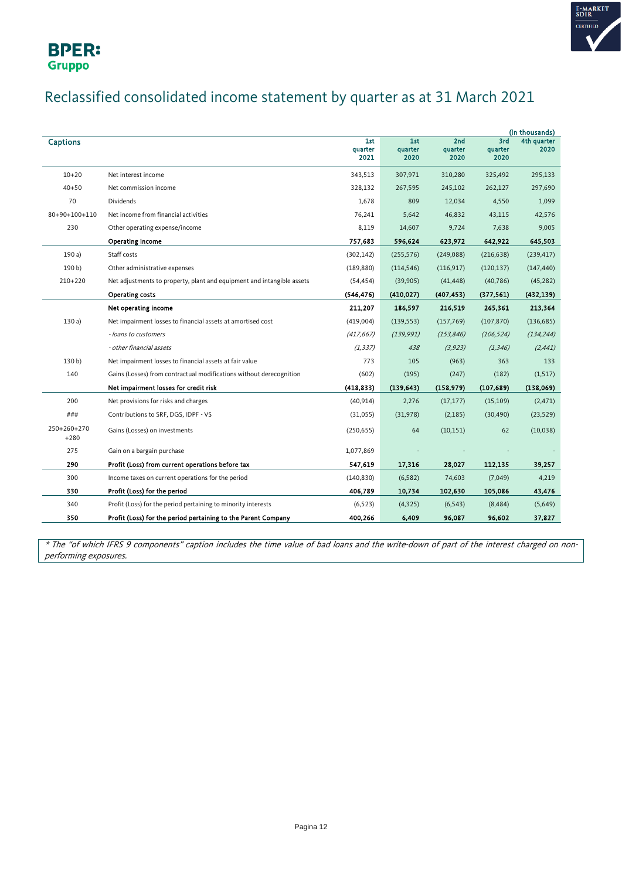# Reclassified consolidated income statement by quarter as at 31 March 2021

(in thousands)

| Captions | | 1st quarter 2021 | 1st quarter 2020 | 2nd quarter 2020 | 3rd quarter 2020 | 4th quarter 2020 |
|---|---|---|---|---|---|---|
| 10+20 | Net interest income | 343,513 | 307,971 | 310,280 | 325,492 | 295,133 |
| 40+50 | Net commission income | 328,132 | 267,595 | 245,102 | 262,127 | 297,690 |
| 70 | Dividends | 1,678 | 809 | 12,034 | 4,550 | 1,099 |
| 80+90+100+110 | Net income from financial activities | 76,241 | 5,642 | 46,832 | 43,115 | 42,576 |
| 230 | Other operating expense/income | 8,119 | 14,607 | 9,724 | 7,638 | 9,005 |
| | **Operating income** | **757,683** | **596,624** | **623,972** | **642,922** | **645,503** |
| 190 a) | Staff costs | (302,142) | (255,576) | (249,088) | (216,638) | (239,417) |
| 190 b) | Other administrative expenses | (189,880) | (114,546) | (116,917) | (120,137) | (147,440) |
| 210+220 | Net adjustments to property, plant and equipment and intangible assets | (54,454) | (39,905) | (41,448) | (40,786) | (45,282) |
| | **Operating costs** | **(546,476)** | **(410,027)** | **(407,453)** | **(377,561)** | **(432,139)** |
| | **Net operating income** | **211,207** | **186,597** | **216,519** | **265,361** | **213,364** |
| 130 a) | Net impairment losses to financial assets at amortised cost | (419,004) | (139,553) | (157,769) | (107,870) | (136,685) |
| | *- loans to customers* | *(417,667)* | *(139,991)* | *(153,846)* | *(106,524)* | *(134,244)* |
| | *- other financial assets* | *(1,337)* | *438* | *(3,923)* | *(1,346)* | *(2,441)* |
| 130 b) | Net impairment losses to financial assets at fair value | 773 | 105 | (963) | 363 | 133 |
| 140 | Gains (Losses) from contractual modifications without derecognition | (602) | (195) | (247) | (182) | (1,517) |
| | **Net impairment losses for credit risk** | **(418,833)** | **(139,643)** | **(158,979)** | **(107,689)** | **(138,069)** |
| 200 | Net provisions for risks and charges | (40,914) | 2,276 | (17,177) | (15,109) | (2,471) |
| ### | Contributions to SRF, DGS, IDPF - VS | (31,055) | (31,978) | (2,185) | (30,490) | (23,529) |
| 250+260+270+280 | Gains (Losses) on investments | (250,655) | 64 | (10,151) | 62 | (10,038) |
| 275 | Gain on a bargain purchase | 1,077,869 | - | - | - | - |
| **290** | **Profit (Loss) from current operations before tax** | **547,619** | **17,316** | **28,027** | **112,135** | **39,257** |
| 300 | Income taxes on current operations for the period | (140,830) | (6,582) | 74,603 | (7,049) | 4,219 |
| **330** | **Profit (Loss) for the period** | **406,789** | **10,734** | **102,630** | **105,086** | **43,476** |
| 340 | Profit (Loss) for the period pertaining to minority interests | (6,523) | (4,325) | (6,543) | (8,484) | (5,649) |
| **350** | **Profit (Loss) for the period pertaining to the Parent Company** | **400,266** | **6,409** | **96,087** | **96,602** | **37,827** |

*\* The "of which IFRS 9 components" caption includes the time value of bad loans and the write-down of part of the interest charged on non-performing exposures.*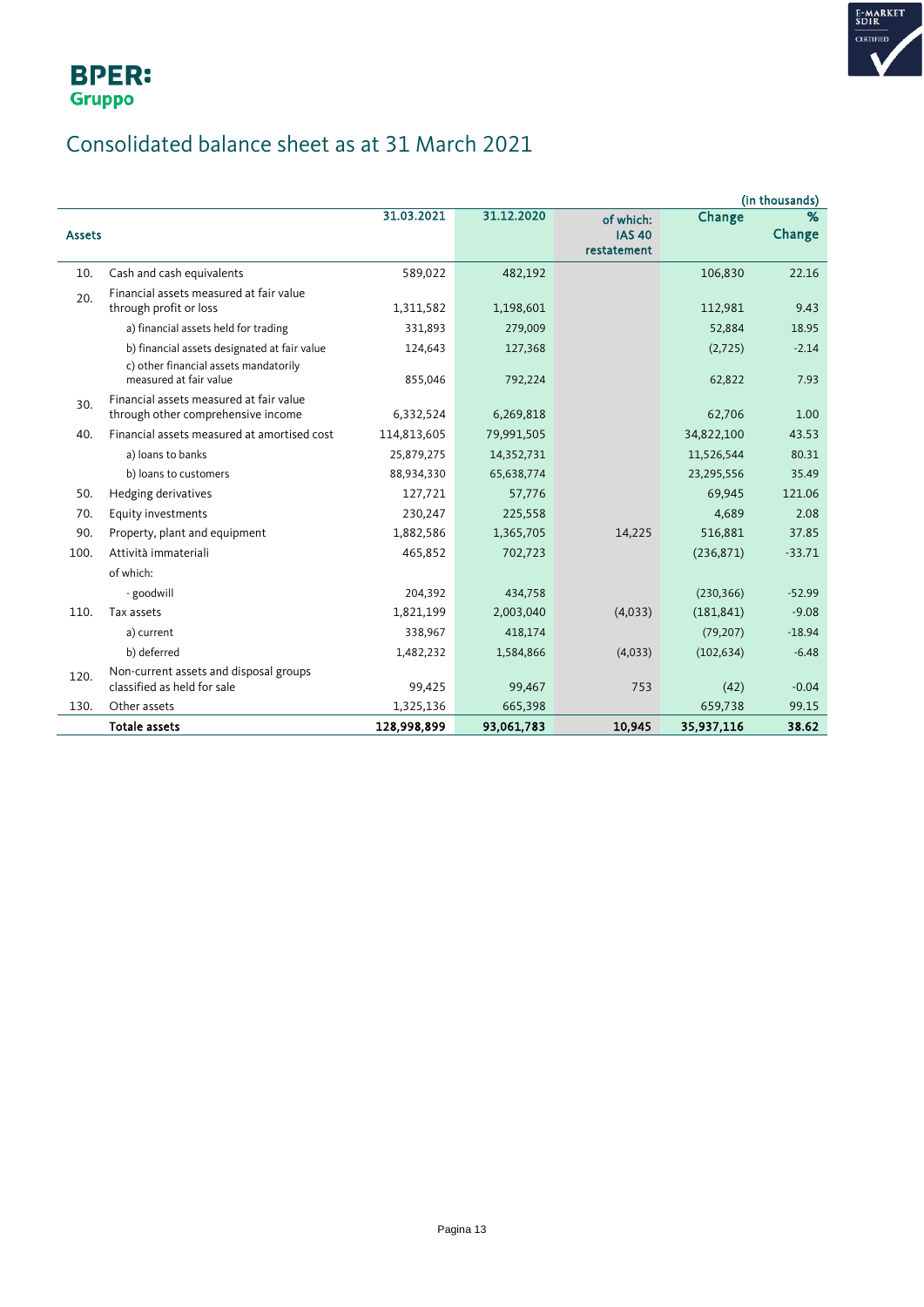# Consolidated balance sheet as at 31 March 2021

(in thousands)

| | Assets | 31.03.2021 | 31.12.2020 | of which: IAS 40 restatement | Change | % Change |
|---|---|---|---|---|---|---|
| 10. | Cash and cash equivalents | 589,022 | 482,192 | | 106,830 | 22.16 |
| 20. | Financial assets measured at fair value through profit or loss | 1,311,582 | 1,198,601 | | 112,981 | 9.43 |
| | a) financial assets held for trading | 331,893 | 279,009 | | 52,884 | 18.95 |
| | b) financial assets designated at fair value | 124,643 | 127,368 | | (2,725) | -2.14 |
| | c) other financial assets mandatorily measured at fair value | 855,046 | 792,224 | | 62,822 | 7.93 |
| 30. | Financial assets measured at fair value through other comprehensive income | 6,332,524 | 6,269,818 | | 62,706 | 1.00 |
| 40. | Financial assets measured at amortised cost | 114,813,605 | 79,991,505 | | 34,822,100 | 43.53 |
| | a) loans to banks | 25,879,275 | 14,352,731 | | 11,526,544 | 80.31 |
| | b) loans to customers | 88,934,330 | 65,638,774 | | 23,295,556 | 35.49 |
| 50. | Hedging derivatives | 127,721 | 57,776 | | 69,945 | 121.06 |
| 70. | Equity investments | 230,247 | 225,558 | | 4,689 | 2.08 |
| 90. | Property, plant and equipment | 1,882,586 | 1,365,705 | 14,225 | 516,881 | 37.85 |
| 100. | Attività immateriali | 465,852 | 702,723 | | (236,871) | -33.71 |
| | of which: | | | | | |
| | - goodwill | 204,392 | 434,758 | | (230,366) | -52.99 |
| 110. | Tax assets | 1,821,199 | 2,003,040 | (4,033) | (181,841) | -9.08 |
| | a) current | 338,967 | 418,174 | | (79,207) | -18.94 |
| | b) deferred | 1,482,232 | 1,584,866 | (4,033) | (102,634) | -6.48 |
| 120. | Non-current assets and disposal groups classified as held for sale | 99,425 | 99,467 | 753 | (42) | -0.04 |
| 130. | Other assets | 1,325,136 | 665,398 | | 659,738 | 99.15 |
| | **Totale assets** | **128,998,899** | **93,061,783** | **10,945** | **35,937,116** | **38.62** |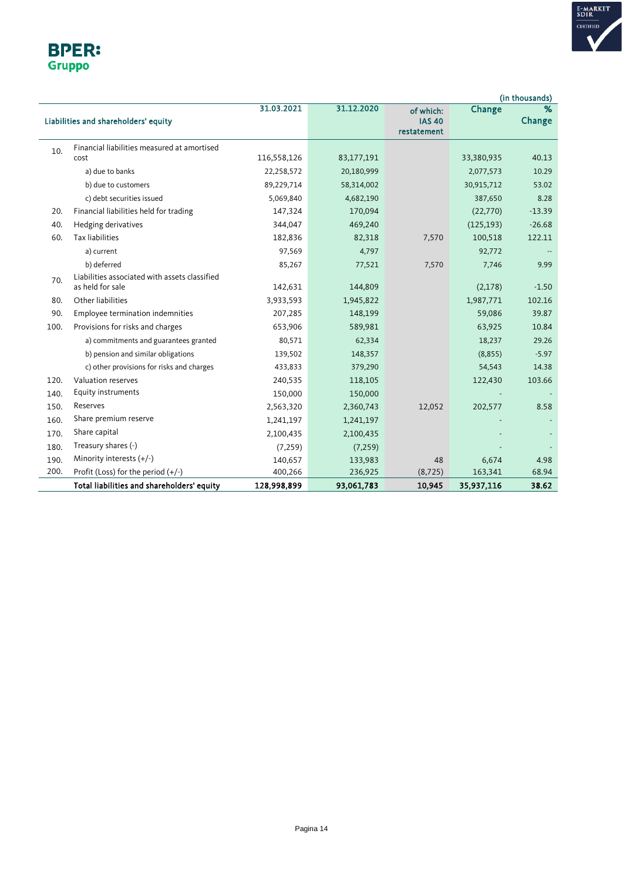(in thousands)

| | Liabilities and shareholders' equity | 31.03.2021 | 31.12.2020 | of which: IAS 40 restatement | Change | % Change |
|---|---|---|---|---|---|---|
| 10. | Financial liabilities measured at amortised cost | 116,558,126 | 83,177,191 | | 33,380,935 | 40.13 |
| | a) due to banks | 22,258,572 | 20,180,999 | | 2,077,573 | 10.29 |
| | b) due to customers | 89,229,714 | 58,314,002 | | 30,915,712 | 53.02 |
| | c) debt securities issued | 5,069,840 | 4,682,190 | | 387,650 | 8.28 |
| 20. | Financial liabilities held for trading | 147,324 | 170,094 | | (22,770) | -13.39 |
| 40. | Hedging derivatives | 344,047 | 469,240 | | (125,193) | -26.68 |
| 60. | Tax liabilities | 182,836 | 82,318 | 7,570 | 100,518 | 122.11 |
| | a) current | 97,569 | 4,797 | | 92,772 | -- |
| | b) deferred | 85,267 | 77,521 | 7,570 | 7,746 | 9.99 |
| 70. | Liabilities associated with assets classified as held for sale | 142,631 | 144,809 | | (2,178) | -1.50 |
| 80. | Other liabilities | 3,933,593 | 1,945,822 | | 1,987,771 | 102.16 |
| 90. | Employee termination indemnities | 207,285 | 148,199 | | 59,086 | 39.87 |
| 100. | Provisions for risks and charges | 653,906 | 589,981 | | 63,925 | 10.84 |
| | a) commitments and guarantees granted | 80,571 | 62,334 | | 18,237 | 29.26 |
| | b) pension and similar obligations | 139,502 | 148,357 | | (8,855) | -5.97 |
| | c) other provisions for risks and charges | 433,833 | 379,290 | | 54,543 | 14.38 |
| 120. | Valuation reserves | 240,535 | 118,105 | | 122,430 | 103.66 |
| 140. | Equity instruments | 150,000 | 150,000 | | - | - |
| 150. | Reserves | 2,563,320 | 2,360,743 | 12,052 | 202,577 | 8.58 |
| 160. | Share premium reserve | 1,241,197 | 1,241,197 | | - | - |
| 170. | Share capital | 2,100,435 | 2,100,435 | | - | - |
| 180. | Treasury shares (-) | (7,259) | (7,259) | | - | - |
| 190. | Minority interests (+/-) | 140,657 | 133,983 | 48 | 6,674 | 4.98 |
| 200. | Profit (Loss) for the period (+/-) | 400,266 | 236,925 | (8,725) | 163,341 | 68.94 |
| | **Total liabilities and shareholders' equity** | **128,998,899** | **93,061,783** | **10,945** | **35,937,116** | **38.62** |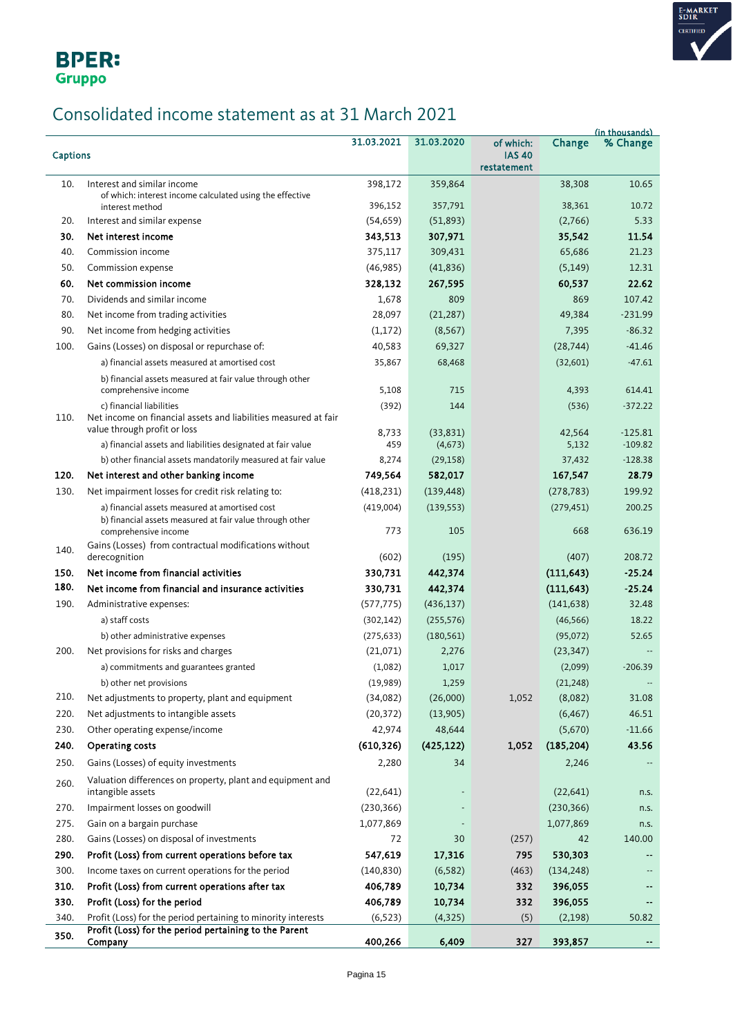# Consolidated income statement as at 31 March 2021

(in thousands)

| | Captions | 31.03.2021 | 31.03.2020 | of which: IAS 40 restatement | Change | % Change |
|---|---|---|---|---|---|---|
| 10. | Interest and similar income | 398,172 | 359,864 | | 38,308 | 10.65 |
| | of which: interest income calculated using the effective interest method | 396,152 | 357,791 | | 38,361 | 10.72 |
| 20. | Interest and similar expense | (54,659) | (51,893) | | (2,766) | 5.33 |
| **30.** | **Net interest income** | **343,513** | **307,971** | | **35,542** | **11.54** |
| 40. | Commission income | 375,117 | 309,431 | | 65,686 | 21.23 |
| 50. | Commission expense | (46,985) | (41,836) | | (5,149) | 12.31 |
| **60.** | **Net commission income** | **328,132** | **267,595** | | **60,537** | **22.62** |
| 70. | Dividends and similar income | 1,678 | 809 | | 869 | 107.42 |
| 80. | Net income from trading activities | 28,097 | (21,287) | | 49,384 | -231.99 |
| 90. | Net income from hedging activities | (1,172) | (8,567) | | 7,395 | -86.32 |
| 100. | Gains (Losses) on disposal or repurchase of: | 40,583 | 69,327 | | (28,744) | -41.46 |
| | a) financial assets measured at amortised cost | 35,867 | 68,468 | | (32,601) | -47.61 |
| | b) financial assets measured at fair value through other comprehensive income | 5,108 | 715 | | 4,393 | 614.41 |
| | c) financial liabilities | (392) | 144 | | (536) | -372.22 |
| 110. | Net income on financial assets and liabilities measured at fair value through profit or loss | 8,733 | (33,831) | | 42,564 | -125.81 |
| | a) financial assets and liabilities designated at fair value | 459 | (4,673) | | 5,132 | -109.82 |
| | b) other financial assets mandatorily measured at fair value | 8,274 | (29,158) | | 37,432 | -128.38 |
| **120.** | **Net interest and other banking income** | **749,564** | **582,017** | | **167,547** | **28.79** |
| 130. | Net impairment losses for credit risk relating to: | (418,231) | (139,448) | | (278,783) | 199.92 |
| | a) financial assets measured at amortised cost | (419,004) | (139,553) | | (279,451) | 200.25 |
| | b) financial assets measured at fair value through other comprehensive income | 773 | 105 | | 668 | 636.19 |
| 140. | Gains (Losses) from contractual modifications without derecognition | (602) | (195) | | (407) | 208.72 |
| **150.** | **Net income from financial activities** | **330,731** | **442,374** | | **(111,643)** | **-25.24** |
| **180.** | **Net income from financial and insurance activities** | **330,731** | **442,374** | | **(111,643)** | **-25.24** |
| 190. | Administrative expenses: | (577,775) | (436,137) | | (141,638) | 32.48 |
| | a) staff costs | (302,142) | (255,576) | | (46,566) | 18.22 |
| | b) other administrative expenses | (275,633) | (180,561) | | (95,072) | 52.65 |
| 200. | Net provisions for risks and charges | (21,071) | 2,276 | | (23,347) | -- |
| | a) commitments and guarantees granted | (1,082) | 1,017 | | (2,099) | -206.39 |
| | b) other net provisions | (19,989) | 1,259 | | (21,248) | -- |
| 210. | Net adjustments to property, plant and equipment | (34,082) | (26,000) | 1,052 | (8,082) | 31.08 |
| 220. | Net adjustments to intangible assets | (20,372) | (13,905) | | (6,467) | 46.51 |
| 230. | Other operating expense/income | 42,974 | 48,644 | | (5,670) | -11.66 |
| **240.** | **Operating costs** | **(610,326)** | **(425,122)** | **1,052** | **(185,204)** | **43.56** |
| 250. | Gains (Losses) of equity investments | 2,280 | 34 | | 2,246 | -- |
| 260. | Valuation differences on property, plant and equipment and intangible assets | (22,641) | - | | (22,641) | n.s. |
| 270. | Impairment losses on goodwill | (230,366) | - | | (230,366) | n.s. |
| 275. | Gain on a bargain purchase | 1,077,869 | - | | 1,077,869 | n.s. |
| 280. | Gains (Losses) on disposal of investments | 72 | 30 | (257) | 42 | 140.00 |
| **290.** | **Profit (Loss) from current operations before tax** | **547,619** | **17,316** | **795** | **530,303** | **--** |
| 300. | Income taxes on current operations for the period | (140,830) | (6,582) | (463) | (134,248) | -- |
| **310.** | **Profit (Loss) from current operations after tax** | **406,789** | **10,734** | **332** | **396,055** | **--** |
| **330.** | **Profit (Loss) for the period** | **406,789** | **10,734** | **332** | **396,055** | **--** |
| 340. | Profit (Loss) for the period pertaining to minority interests | (6,523) | (4,325) | (5) | (2,198) | 50.82 |
| **350.** | **Profit (Loss) for the period pertaining to the Parent Company** | **400,266** | **6,409** | **327** | **393,857** | **--** |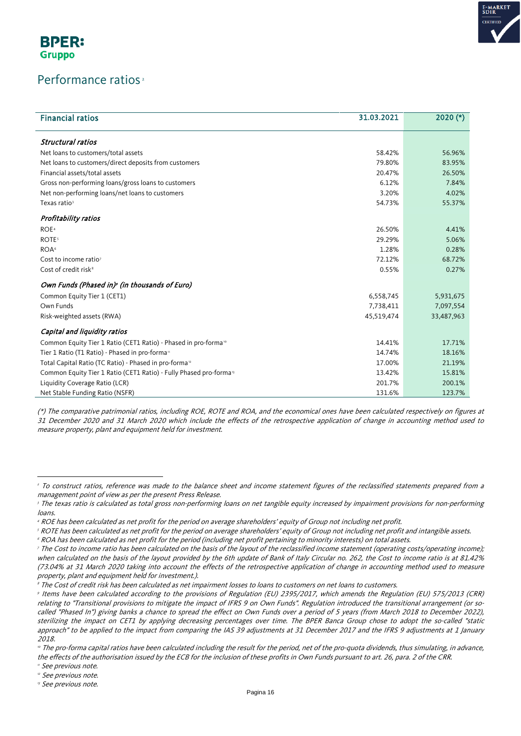# Performance ratios[2]

| Financial ratios | 31.03.2021 | 2020 (*) |
|---|---|---|
| ***Structural ratios*** | | |
| Net loans to customers/total assets | 58.42% | 56.96% |
| Net loans to customers/direct deposits from customers | 79.80% | 83.95% |
| Financial assets/total assets | 20.47% | 26.50% |
| Gross non-performing loans/gross loans to customers | 6.12% | 7.84% |
| Net non-performing loans/net loans to customers | 3.20% | 4.02% |
| Texas ratio[3] | 54.73% | 55.37% |
| ***Profitability ratios*** | | |
| ROE[4] | 26.50% | 4.41% |
| ROTE[5] | 29.29% | 5.06% |
| ROA[6] | 1.28% | 0.28% |
| Cost to income ratio[7] | 72.12% | 68.72% |
| Cost of credit risk[8] | 0.55% | 0.27% |
| ***Own Funds (Phased in)[9] (in thousands of Euro)*** | | |
| Common Equity Tier 1 (CET1) | 6,558,745 | 5,931,675 |
| Own Funds | 7,738,411 | 7,097,554 |
| Risk-weighted assets (RWA) | 45,519,474 | 33,487,963 |
| ***Capital and liquidity ratios*** | | |
| Common Equity Tier 1 Ratio (CET1 Ratio) - Phased in pro-forma[10] | 14.41% | 17.71% |
| Tier 1 Ratio (T1 Ratio) - Phased in pro-forma[11] | 14.74% | 18.16% |
| Total Capital Ratio (TC Ratio) - Phased in pro-forma[12] | 17.00% | 21.19% |
| Common Equity Tier 1 Ratio (CET1 Ratio) - Fully Phased pro-forma[13] | 13.42% | 15.81% |
| Liquidity Coverage Ratio (LCR) | 201.7% | 200.1% |
| Net Stable Funding Ratio (NSFR) | 131.6% | 123.7% |

*(\*) The comparative patrimonial ratios, including ROE, ROTE and ROA, and the economical ones have been calculated respectively on figures at 31 December 2020 and 31 March 2020 which include the effects of the retrospective application of change in accounting method used to measure property, plant and equipment held for investment.*

---

*[2] To construct ratios, reference was made to the balance sheet and income statement figures of the reclassified statements prepared from a management point of view as per the present Press Release.*

*[3] The texas ratio is calculated as total gross non-performing loans on net tangible equity increased by impairment provisions for non-performing loans.*

*[4] ROE has been calculated as net profit for the period on average shareholders' equity of Group not including net profit.*

*[5] ROTE has been calculated as net profit for the period on average shareholders' equity of Group not including net profit and intangible assets.*

*[6] ROA has been calculated as net profit for the period (including net profit pertaining to minority interests) on total assets.*

*[7] The Cost to income ratio has been calculated on the basis of the layout of the reclassified income statement (operating costs/operating income); when calculated on the basis of the layout provided by the 6th update of Bank of Italy Circular no. 262, the Cost to income ratio is at 81.42% (73.04% at 31 March 2020 taking into account the effects of the retrospective application of change in accounting method used to measure property, plant and equipment held for investment.).*

*[8] The Cost of credit risk has been calculated as net impairment losses to loans to customers on net loans to customers.*

*[9] Items have been calculated according to the provisions of Regulation (EU) 2395/2017, which amends the Regulation (EU) 575/2013 (CRR) relating to "Transitional provisions to mitigate the impact of IFRS 9 on Own Funds". Regulation introduced the transitional arrangement (or so-called "Phased In") giving banks a chance to spread the effect on Own Funds over a period of 5 years (from March 2018 to December 2022), sterilizing the impact on CET1 by applying decreasing percentages over time. The BPER Banca Group chose to adopt the so-called "static approach" to be applied to the impact from comparing the IAS 39 adjustments at 31 December 2017 and the IFRS 9 adjustments at 1 January 2018.*

*[10] The pro-forma capital ratios have been calculated including the result for the period, net of the pro-quota dividends, thus simulating, in advance, the effects of the authorisation issued by the ECB for the inclusion of these profits in Own Funds pursuant to art. 26, para. 2 of the CRR.*

*[11] See previous note.*

*[12] See previous note.*

*[13] See previous note.*